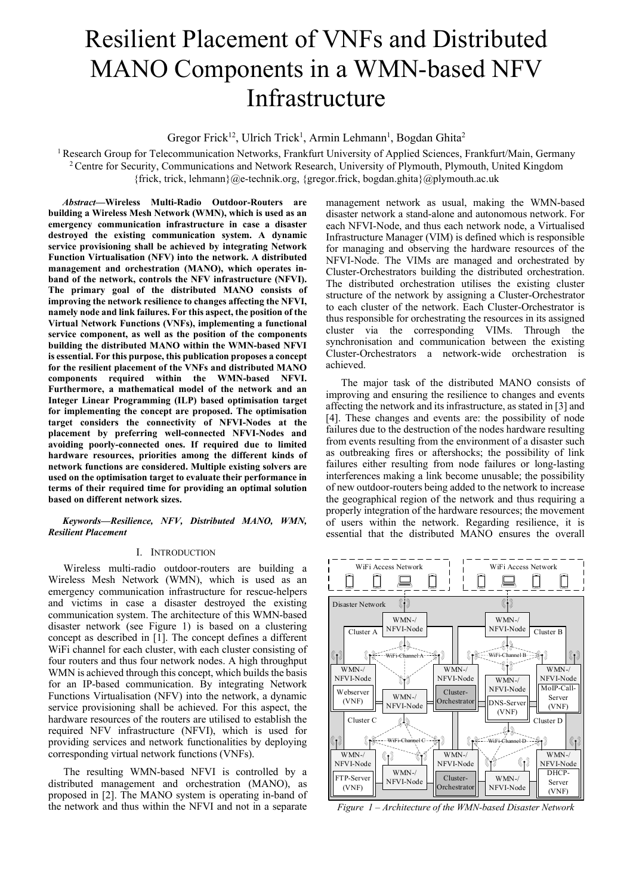# Resilient Placement of VNFs and Distributed MANO Components in a WMN-based NFV Infrastructure

Gregor Frick[1,2], Ulrich Trick[1], Armin Lehmann[1], Bogdan Ghita[2]

[1] Research Group for Telecommunication Networks, Frankfurt University of Applied Sciences, Frankfurt/Main, Germany
[2] Centre for Security, Communications and Network Research, University of Plymouth, Plymouth, United Kingdom
{frick, trick, lehmann}@e-technik.org, {gregor.frick, bogdan.ghita}@plymouth.ac.uk

***Abstract*—Wireless Multi-Radio Outdoor-Routers are building a Wireless Mesh Network (WMN), which is used as an emergency communication infrastructure in case a disaster destroyed the existing communication system. A dynamic service provisioning shall be achieved by integrating Network Function Virtualisation (NFV) into the network. A distributed management and orchestration (MANO), which operates in-band of the network, controls the NFV infrastructure (NFVI). The primary goal of the distributed MANO consists of improving the network resilience to changes affecting the NFVI, namely node and link failures. For this aspect, the position of the Virtual Network Functions (VNFs), implementing a functional service component, as well as the position of the components building the distributed MANO within the WMN-based NFVI is essential. For this purpose, this publication proposes a concept for the resilient placement of the VNFs and distributed MANO components required within the WMN-based NFVI. Furthermore, a mathematical model of the network and an Integer Linear Programming (ILP) based optimisation target for implementing the concept are proposed. The optimisation target considers the connectivity of NFVI-Nodes at the placement by preferring well-connected NFVI-Nodes and avoiding poorly-connected ones. If required due to limited hardware resources, priorities among the different kinds of network functions are considered. Multiple existing solvers are used on the optimisation target to evaluate their performance in terms of their required time for providing an optimal solution based on different network sizes.**

***Keywords*—Resilience, NFV, Distributed MANO, WMN, Resilient Placement**

## I. Introduction

Wireless multi-radio outdoor-routers are building a Wireless Mesh Network (WMN), which is used as an emergency communication infrastructure for rescue-helpers and victims in case a disaster destroyed the existing communication system. The architecture of this WMN-based disaster network (see Figure 1) is based on a clustering concept as described in [1]. The concept defines a different WiFi channel for each cluster, with each cluster consisting of four routers and thus four network nodes. A high throughput WMN is achieved through this concept, which builds the basis for an IP-based communication. By integrating Network Functions Virtualisation (NFV) into the network, a dynamic service provisioning shall be achieved. For this aspect, the hardware resources of the routers are utilised to establish the required NFV infrastructure (NFVI), which is used for providing services and network functionalities by deploying corresponding virtual network functions (VNFs).

The resulting WMN-based NFVI is controlled by a distributed management and orchestration (MANO), as proposed in [2]. The MANO system is operating in-band of the network and thus within the NFVI and not in a separate management network as usual, making the WMN-based disaster network a stand-alone and autonomous network. For each NFVI-Node, and thus each network node, a Virtualised Infrastructure Manager (VIM) is defined which is responsible for managing and observing the hardware resources of the NFVI-Node. The VIMs are managed and orchestrated by Cluster-Orchestrators building the distributed orchestration. The distributed orchestration utilises the existing cluster structure of the network by assigning a Cluster-Orchestrator to each cluster of the network. Each Cluster-Orchestrator is thus responsible for orchestrating the resources in its assigned cluster via the corresponding VIMs. Through the synchronisation and communication between the existing Cluster-Orchestrators a network-wide orchestration is achieved.

The major task of the distributed MANO consists of improving and ensuring the resilience to changes and events affecting the network and its infrastructure, as stated in [3] and [4]. These changes and events are: the possibility of node failures due to the destruction of the nodes hardware resulting from events resulting from the environment of a disaster such as outbreaking fires or aftershocks; the possibility of link failures either resulting from node failures or long-lasting interferences making a link become unusable; the possibility of new outdoor-routers being added to the network to increase the geographical region of the network and thus requiring a properly integration of the hardware resources; the movement of users within the network. Regarding resilience, it is essential that the distributed MANO ensures the overall

*Figure 1 – Architecture of the WMN-based Disaster Network*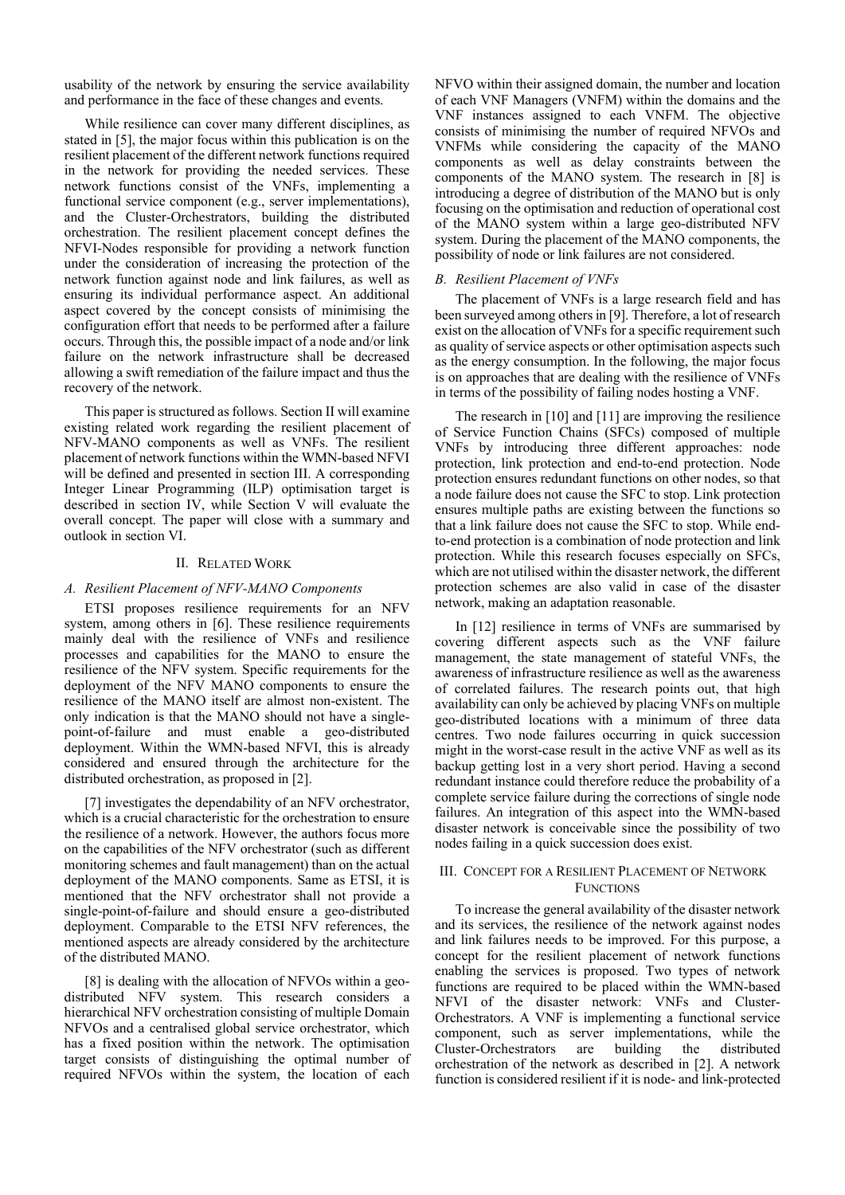usability of the network by ensuring the service availability and performance in the face of these changes and events.

While resilience can cover many different disciplines, as stated in [5], the major focus within this publication is on the resilient placement of the different network functions required in the network for providing the needed services. These network functions consist of the VNFs, implementing a functional service component (e.g., server implementations), and the Cluster-Orchestrators, building the distributed orchestration. The resilient placement concept defines the NFVI-Nodes responsible for providing a network function under the consideration of increasing the protection of the network function against node and link failures, as well as ensuring its individual performance aspect. An additional aspect covered by the concept consists of minimising the configuration effort that needs to be performed after a failure occurs. Through this, the possible impact of a node and/or link failure on the network infrastructure shall be decreased allowing a swift remediation of the failure impact and thus the recovery of the network.

This paper is structured as follows. Section II will examine existing related work regarding the resilient placement of NFV-MANO components as well as VNFs. The resilient placement of network functions within the WMN-based NFVI will be defined and presented in section III. A corresponding Integer Linear Programming (ILP) optimisation target is described in section IV, while Section V will evaluate the overall concept. The paper will close with a summary and outlook in section VI.

## II. Related Work

### A. Resilient Placement of NFV-MANO Components

ETSI proposes resilience requirements for an NFV system, among others in [6]. These resilience requirements mainly deal with the resilience of VNFs and resilience processes and capabilities for the MANO to ensure the resilience of the NFV system. Specific requirements for the deployment of the NFV MANO components to ensure the resilience of the MANO itself are almost non-existent. The only indication is that the MANO should not have a single-point-of-failure and must enable a geo-distributed deployment. Within the WMN-based NFVI, this is already considered and ensured through the architecture for the distributed orchestration, as proposed in [2].

[7] investigates the dependability of an NFV orchestrator, which is a crucial characteristic for the orchestration to ensure the resilience of a network. However, the authors focus more on the capabilities of the NFV orchestrator (such as different monitoring schemes and fault management) than on the actual deployment of the MANO components. Same as ETSI, it is mentioned that the NFV orchestrator shall not provide a single-point-of-failure and should ensure a geo-distributed deployment. Comparable to the ETSI NFV references, the mentioned aspects are already considered by the architecture of the distributed MANO.

[8] is dealing with the allocation of NFVOs within a geo-distributed NFV system. This research considers a hierarchical NFV orchestration consisting of multiple Domain NFVOs and a centralised global service orchestrator, which has a fixed position within the network. The optimisation target consists of distinguishing the optimal number of required NFVOs within the system, the location of each NFVO within their assigned domain, the number and location of each VNF Managers (VNFM) within the domains and the VNF instances assigned to each VNFM. The objective consists of minimising the number of required NFVOs and VNFMs while considering the capacity of the MANO components as well as delay constraints between the components of the MANO system. The research in [8] is introducing a degree of distribution of the MANO but is only focusing on the optimisation and reduction of operational cost of the MANO system within a large geo-distributed NFV system. During the placement of the MANO components, the possibility of node or link failures are not considered.

### B. Resilient Placement of VNFs

The placement of VNFs is a large research field and has been surveyed among others in [9]. Therefore, a lot of research exist on the allocation of VNFs for a specific requirement such as quality of service aspects or other optimisation aspects such as the energy consumption. In the following, the major focus is on approaches that are dealing with the resilience of VNFs in terms of the possibility of failing nodes hosting a VNF.

The research in [10] and [11] are improving the resilience of Service Function Chains (SFCs) composed of multiple VNFs by introducing three different approaches: node protection, link protection and end-to-end protection. Node protection ensures redundant functions on other nodes, so that a node failure does not cause the SFC to stop. Link protection ensures multiple paths are existing between the functions so that a link failure does not cause the SFC to stop. While end-to-end protection is a combination of node protection and link protection. While this research focuses especially on SFCs, which are not utilised within the disaster network, the different protection schemes are also valid in case of the disaster network, making an adaptation reasonable.

In [12] resilience in terms of VNFs are summarised by covering different aspects such as the VNF failure management, the state management of stateful VNFs, the awareness of infrastructure resilience as well as the awareness of correlated failures. The research points out, that high availability can only be achieved by placing VNFs on multiple geo-distributed locations with a minimum of three data centres. Two node failures occurring in quick succession might in the worst-case result in the active VNF as well as its backup getting lost in a very short period. Having a second redundant instance could therefore reduce the probability of a complete service failure during the corrections of single node failures. An integration of this aspect into the WMN-based disaster network is conceivable since the possibility of two nodes failing in a quick succession does exist.

## III. Concept for a Resilient Placement of Network Functions

To increase the general availability of the disaster network and its services, the resilience of the network against nodes and link failures needs to be improved. For this purpose, a concept for the resilient placement of network functions enabling the services is proposed. Two types of network functions are required to be placed within the WMN-based NFVI of the disaster network: VNFs and Cluster-Orchestrators. A VNF is implementing a functional service component, such as server implementations, while the Cluster-Orchestrators are building the distributed orchestration of the network as described in [2]. A network function is considered resilient if it is node- and link-protected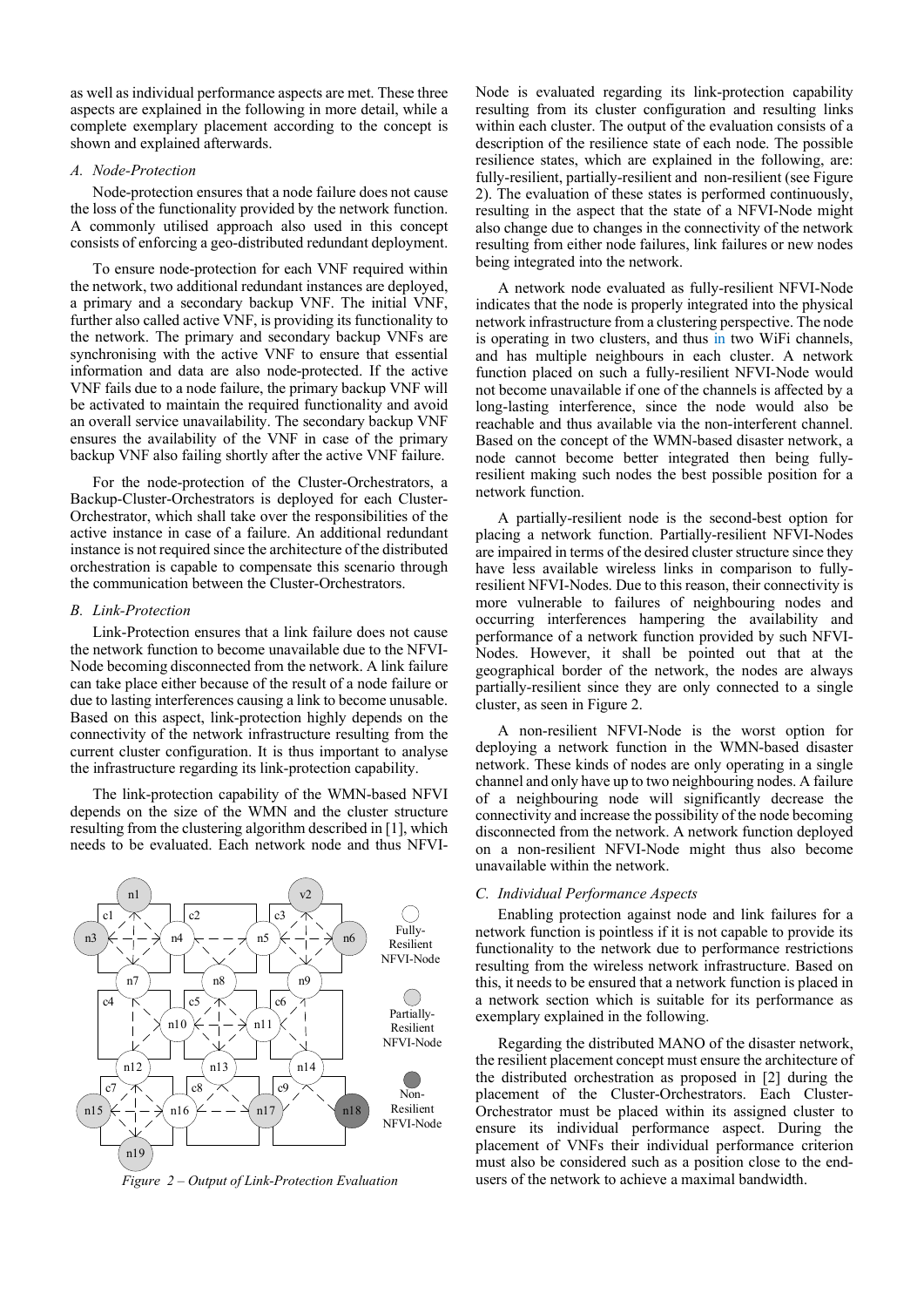as well as individual performance aspects are met. These three aspects are explained in the following in more detail, while a complete exemplary placement according to the concept is shown and explained afterwards.

### A. Node-Protection

Node-protection ensures that a node failure does not cause the loss of the functionality provided by the network function. A commonly utilised approach also used in this concept consists of enforcing a geo-distributed redundant deployment.

To ensure node-protection for each VNF required within the network, two additional redundant instances are deployed, a primary and a secondary backup VNF. The initial VNF, further also called active VNF, is providing its functionality to the network. The primary and secondary backup VNFs are synchronising with the active VNF to ensure that essential information and data are also node-protected. If the active VNF fails due to a node failure, the primary backup VNF will be activated to maintain the required functionality and avoid an overall service unavailability. The secondary backup VNF ensures the availability of the VNF in case of the primary backup VNF also failing shortly after the active VNF failure.

For the node-protection of the Cluster-Orchestrators, a Backup-Cluster-Orchestrators is deployed for each Cluster-Orchestrator, which shall take over the responsibilities of the active instance in case of a failure. An additional redundant instance is not required since the architecture of the distributed orchestration is capable to compensate this scenario through the communication between the Cluster-Orchestrators.

### B. Link-Protection

Link-Protection ensures that a link failure does not cause the network function to become unavailable due to the NFVI-Node becoming disconnected from the network. A link failure can take place either because of the result of a node failure or due to lasting interferences causing a link to become unusable. Based on this aspect, link-protection highly depends on the connectivity of the network infrastructure resulting from the current cluster configuration. It is thus important to analyse the infrastructure regarding its link-protection capability.

The link-protection capability of the WMN-based NFVI depends on the size of the WMN and the cluster structure resulting from the clustering algorithm described in [1], which needs to be evaluated. Each network node and thus NFVI-Node is evaluated regarding its link-protection capability resulting from its cluster configuration and resulting links within each cluster. The output of the evaluation consists of a description of the resilience state of each node. The possible resilience states, which are explained in the following, are: fully-resilient, partially-resilient and non-resilient (see Figure 2). The evaluation of these states is performed continuously, resulting in the aspect that the state of a NFVI-Node might also change due to changes in the connectivity of the network resulting from either node failures, link failures or new nodes being integrated into the network.

*Figure 2 – Output of Link-Protection Evaluation*

A network node evaluated as fully-resilient NFVI-Node indicates that the node is properly integrated into the physical network infrastructure from a clustering perspective. The node is operating in two clusters, and thus in two WiFi channels, and has multiple neighbours in each cluster. A network function placed on such a fully-resilient NFVI-Node would not become unavailable if one of the channels is affected by a long-lasting interference, since the node would also be reachable and thus available via the non-interferent channel. Based on the concept of the WMN-based disaster network, a node cannot become better integrated then being fully-resilient making such nodes the best possible position for a network function.

A partially-resilient node is the second-best option for placing a network function. Partially-resilient NFVI-Nodes are impaired in terms of the desired cluster structure since they have less available wireless links in comparison to fully-resilient NFVI-Nodes. Due to this reason, their connectivity is more vulnerable to failures of neighbouring nodes and occurring interferences hampering the availability and performance of a network function provided by such NFVI-Nodes. However, it shall be pointed out that at the geographical border of the network, the nodes are always partially-resilient since they are only connected to a single cluster, as seen in Figure 2.

A non-resilient NFVI-Node is the worst option for deploying a network function in the WMN-based disaster network. These kinds of nodes are only operating in a single channel and only have up to two neighbouring nodes. A failure of a neighbouring node will significantly decrease the connectivity and increase the possibility of the node becoming disconnected from the network. A network function deployed on a non-resilient NFVI-Node might thus also become unavailable within the network.

### C. Individual Performance Aspects

Enabling protection against node and link failures for a network function is pointless if it is not capable to provide its functionality to the network due to performance restrictions resulting from the wireless network infrastructure. Based on this, it needs to be ensured that a network function is placed in a network section which is suitable for its performance as exemplary explained in the following.

Regarding the distributed MANO of the disaster network, the resilient placement concept must ensure the architecture of the distributed orchestration as proposed in [2] during the placement of the Cluster-Orchestrators. Each Cluster-Orchestrator must be placed within its assigned cluster to ensure its individual performance aspect. During the placement of VNFs their individual performance criterion must also be considered such as a position close to the end-users of the network to achieve a maximal bandwidth.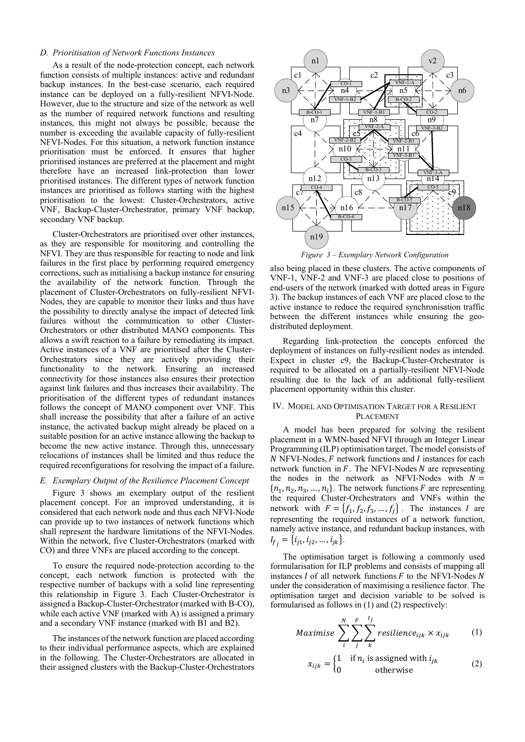### D. Prioritisation of Network Functions Instances

As a result of the node-protection concept, each network function consists of multiple instances: active and redundant backup instances. In the best-case scenario, each required instance can be deployed on a fully-resilient NFVI-Node. However, due to the structure and size of the network as well as the number of required network functions and resulting instances, this might not always be possible, because the number is exceeding the available capacity of fully-resilient NFVI-Nodes. For this situation, a network function instance prioritisation must be enforced. It ensures that higher prioritised instances are preferred at the placement and might therefore have an increased link-protection than lower prioritised instances. The different types of network function instances are prioritised as follows starting with the highest prioritisation to the lowest: Cluster-Orchestrators, active VNF, Backup-Cluster-Orchestrator, primary VNF backup, secondary VNF backup.

Cluster-Orchestrators are prioritised over other instances, as they are responsible for monitoring and controlling the NFVI. They are thus responsible for reacting to node and link failures in the first place by performing required emergency corrections, such as initialising a backup instance for ensuring the availability of the network function. Through the placement of Cluster-Orchestrators on fully-resilient NFVI-Nodes, they are capable to monitor their links and thus have the possibility to directly analyse the impact of detected link failures without the communication to other Cluster-Orchestrators or other distributed MANO components. This allows a swift reaction to a failure by remediating its impact. Active instances of a VNF are prioritised after the Cluster-Orchestrators since they are actively providing their functionality to the network. Ensuring an increased connectivity for those instances also ensures their protection against link failures and thus increases their availability. The prioritisation of the different types of redundant instances follows the concept of MANO component over VNF. This shall increase the possibility that after a failure of an active instance, the activated backup might already be placed on a suitable position for an active instance allowing the backup to become the new active instance. Through this, unnecessary relocations of instances shall be limited and thus reduce the required reconfigurations for resolving the impact of a failure.

### E. Exemplary Output of the Resilience Placement Concept

Figure 3 shows an exemplary output of the resilient placement concept. For an improved understanding, it is considered that each network node and thus each NFVI-Node can provide up to two instances of network functions which shall represent the hardware limitations of the NFVI-Nodes. Within the network, five Cluster-Orchestrators (marked with CO) and three VNFs are placed according to the concept.

To ensure the required node-protection according to the concept, each network function is protected with the respective number of backups with a solid line representing this relationship in Figure 3. Each Cluster-Orchestrator is assigned a Backup-Cluster-Orchestrator (marked with B-CO), while each active VNF (marked with A) is assigned a primary and a secondary VNF instance (marked with B1 and B2).

The instances of the network function are placed according to their individual performance aspects, which are explained in the following. The Cluster-Orchestrators are allocated in their assigned clusters with the Backup-Cluster-Orchestrators

*Figure 3 – Exemplary Network Configuration*

also being placed in these clusters. The active components of VNF-1, VNF-2 and VNF-3 are placed close to positions of end-users of the network (marked with dotted areas in Figure 3). The backup instances of each VNF are placed close to the active instance to reduce the required synchronisation traffic between the different instances while ensuring the geo-distributed deployment.

Regarding link-protection the concepts enforced the deployment of instances on fully-resilient nodes as intended. Expect in cluster c9, the Backup-Cluster-Orchestrator is required to be allocated on a partially-resilient NFVI-Node resulting due to the lack of an additional fully-resilient placement opportunity within this cluster.

## IV. Model and Optimisation Target for a Resilient Placement

A model has been prepared for solving the resilient placement in a WMN-based NFVI through an Integer Linear Programming (ILP) optimisation target. The model consists of $N$ NFVI-Nodes, $F$ network functions and $I$ instances for each network function in $F$. The NFVI-Nodes $N$ are representing the nodes in the network as NFVI-Nodes with $N = \{n_1, n_2, n_3, \ldots, n_i\}$. The network functions $F$ are representing the required Cluster-Orchestrators and VNFs within the network with $F = \{f_1, f_2, f_3, \ldots, f_j\}$. The instances $I$ are representing the required instances of a network function, namely active instance, and redundant backup instances, with $I_{f_j} = \{i_{j1}, i_{j2}, \ldots, i_{jk}\}$.

The optimisation target is following a commonly used formularisation for ILP problems and consists of mapping all instances $I$ of all network functions $F$ to the NFVI-Nodes $N$ under the consideration of maximising a resilience factor. The optimisation target and decision variable to be solved is formularised as follows in (1) and (2) respectively:

$$Maximise \sum_{i}^{N} \sum_{j}^{F} \sum_{k}^{I_j} resilience_{ijk} \times x_{ijk} \qquad (1)$$

$$x_{ijk} = \begin{cases} 1 & \text{if } n_i \text{ is assigned with } i_{jk} \\ 0 & \text{otherwise} \end{cases} \qquad (2)$$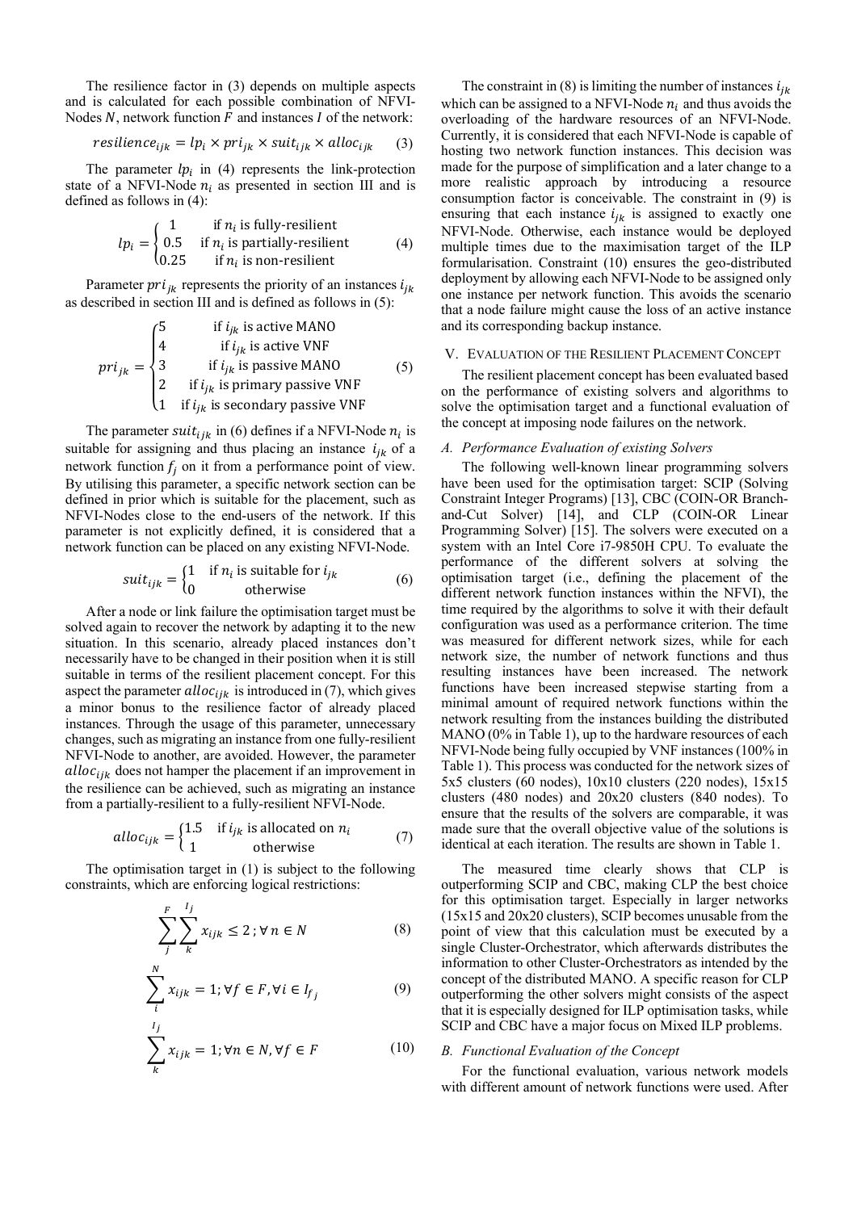The resilience factor in (3) depends on multiple aspects and is calculated for each possible combination of NFVI-Nodes $N$, network function $F$ and instances $I$ of the network:

$$resilience_{ijk} = lp_i \times pri_{jk} \times suit_{ijk} \times alloc_{ijk} \quad (3)$$

The parameter $lp_i$ in (4) represents the link-protection state of a NFVI-Node $n_i$ as presented in section III and is defined as follows in (4):

$$lp_i = \begin{cases} 1 & \text{if } n_i \text{ is fully-resilient} \\ 0.5 & \text{if } n_i \text{ is partially-resilient} \\ 0.25 & \text{if } n_i \text{ is non-resilient} \end{cases} \quad (4)$$

Parameter $pri_{jk}$ represents the priority of an instances $i_{jk}$ as described in section III and is defined as follows in (5):

$$pri_{jk} = \begin{cases} 5 & \text{if } i_{jk} \text{ is active MANO} \\ 4 & \text{if } i_{jk} \text{ is active VNF} \\ 3 & \text{if } i_{jk} \text{ is passive MANO} \\ 2 & \text{if } i_{jk} \text{ is primary passive VNF} \\ 1 & \text{if } i_{jk} \text{ is secondary passive VNF} \end{cases} \quad (5)$$

The parameter $suit_{ijk}$ in (6) defines if a NFVI-Node $n_i$ is suitable for assigning and thus placing an instance $i_{jk}$ of a network function $f_j$ on it from a performance point of view. By utilising this parameter, a specific network section can be defined in prior which is suitable for the placement, such as NFVI-Nodes close to the end-users of the network. If this parameter is not explicitly defined, it is considered that a network function can be placed on any existing NFVI-Node.

$$suit_{ijk} = \begin{cases} 1 & \text{if } n_i \text{ is suitable for } i_{jk} \\ 0 & \text{otherwise} \end{cases} \quad (6)$$

After a node or link failure the optimisation target must be solved again to recover the network by adapting it to the new situation. In this scenario, already placed instances don't necessarily have to be changed in their position when it is still suitable in terms of the resilient placement concept. For this aspect the parameter $alloc_{ijk}$ is introduced in (7), which gives a minor bonus to the resilience factor of already placed instances. Through the usage of this parameter, unnecessary changes, such as migrating an instance from one fully-resilient NFVI-Node to another, are avoided. However, the parameter $alloc_{ijk}$ does not hamper the placement if an improvement in the resilience can be achieved, such as migrating an instance from a partially-resilient to a fully-resilient NFVI-Node.

$$alloc_{ijk} = \begin{cases} 1.5 & \text{if } i_{jk} \text{ is allocated on } n_i \\ 1 & \text{otherwise} \end{cases} \quad (7)$$

The optimisation target in (1) is subject to the following constraints, which are enforcing logical restrictions:

$$\sum_{j}^{F} \sum_{k}^{I_j} x_{ijk} \leq 2\,; \forall\, n \in N \quad (8)$$

$$\sum_{i}^{N} x_{ijk} = 1; \forall f \in F, \forall i \in I_{f_j} \quad (9)$$

$$\sum_{k}^{I_j} x_{ijk} = 1; \forall n \in N, \forall f \in F \quad (10)$$

The constraint in (8) is limiting the number of instances $i_{jk}$ which can be assigned to a NFVI-Node $n_i$ and thus avoids the overloading of the hardware resources of an NFVI-Node. Currently, it is considered that each NFVI-Node is capable of hosting two network function instances. This decision was made for the purpose of simplification and a later change to a more realistic approach by introducing a resource consumption factor is conceivable. The constraint in (9) is ensuring that each instance $i_{jk}$ is assigned to exactly one NFVI-Node. Otherwise, each instance would be deployed multiple times due to the maximisation target of the ILP formularisation. Constraint (10) ensures the geo-distributed deployment by allowing each NFVI-Node to be assigned only one instance per network function. This avoids the scenario that a node failure might cause the loss of an active instance and its corresponding backup instance.

## V. Evaluation of the Resilient Placement Concept

The resilient placement concept has been evaluated based on the performance of existing solvers and algorithms to solve the optimisation target and a functional evaluation of the concept at imposing node failures on the network.

### A. Performance Evaluation of existing Solvers

The following well-known linear programming solvers have been used for the optimisation target: SCIP (Solving Constraint Integer Programs) [13], CBC (COIN-OR Branch-and-Cut Solver) [14], and CLP (COIN-OR Linear Programming Solver) [15]. The solvers were executed on a system with an Intel Core i7-9850H CPU. To evaluate the performance of the different solvers at solving the optimisation target (i.e., defining the placement of the different network function instances within the NFVI), the time required by the algorithms to solve it with their default configuration was used as a performance criterion. The time was measured for different network sizes, while for each network size, the number of network functions and thus resulting instances have been increased. The network functions have been increased stepwise starting from a minimal amount of required network functions within the network resulting from the instances building the distributed MANO (0% in Table 1), up to the hardware resources of each NFVI-Node being fully occupied by VNF instances (100% in Table 1). This process was conducted for the network sizes of 5x5 clusters (60 nodes), 10x10 clusters (220 nodes), 15x15 clusters (480 nodes) and 20x20 clusters (840 nodes). To ensure that the results of the solvers are comparable, it was made sure that the overall objective value of the solutions is identical at each iteration. The results are shown in Table 1.

The measured time clearly shows that CLP is outperforming SCIP and CBC, making CLP the best choice for this optimisation target. Especially in larger networks (15x15 and 20x20 clusters), SCIP becomes unusable from the point of view that this calculation must be executed by a single Cluster-Orchestrator, which afterwards distributes the information to other Cluster-Orchestrators as intended by the concept of the distributed MANO. A specific reason for CLP outperforming the other solvers might consists of the aspect that it is especially designed for ILP optimisation tasks, while SCIP and CBC have a major focus on Mixed ILP problems.

### B. Functional Evaluation of the Concept

For the functional evaluation, various network models with different amount of network functions were used. After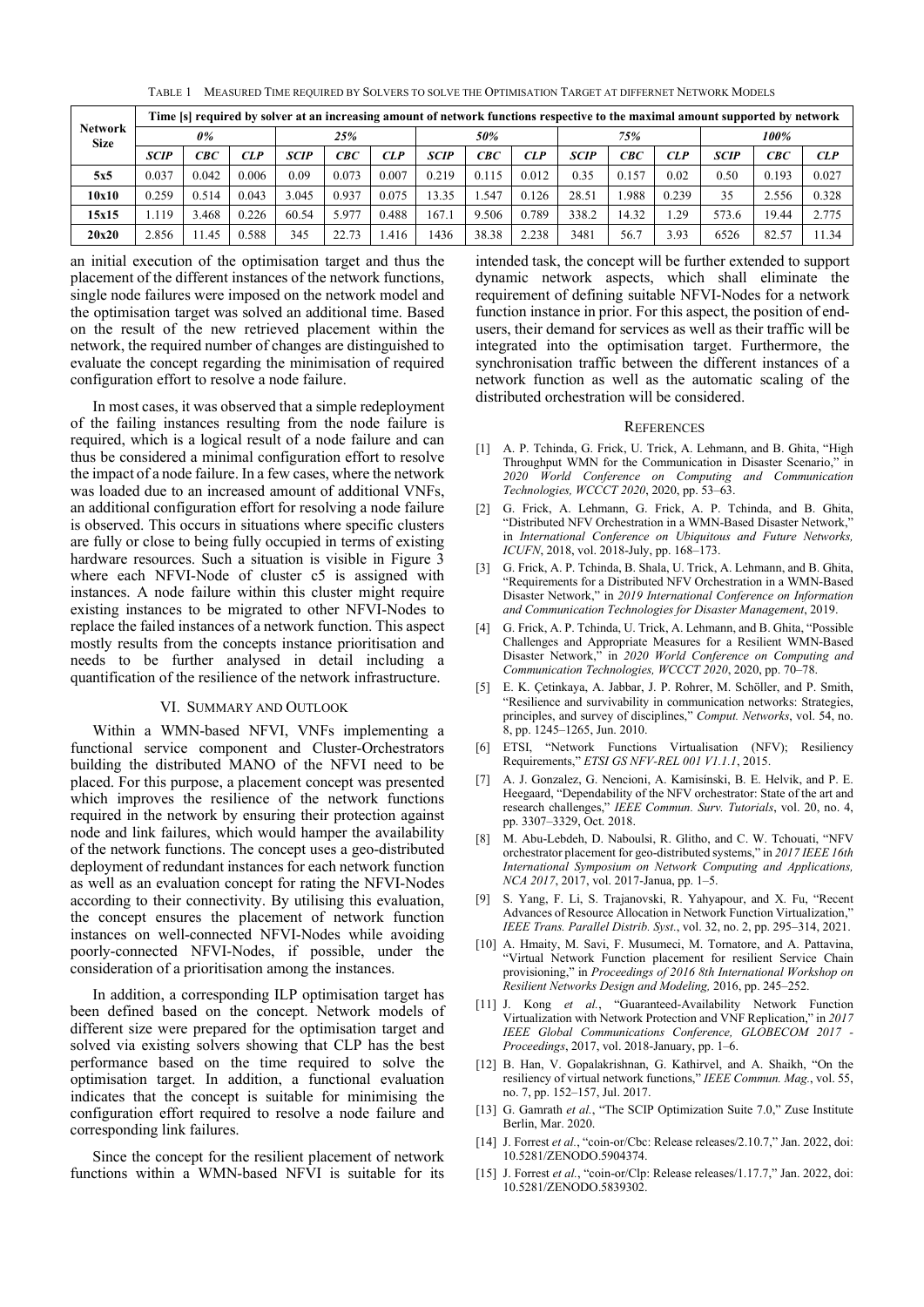TABLE 1 MEASURED TIME REQUIRED BY SOLVERS TO SOLVE THE OPTIMISATION TARGET AT DIFFERNET NETWORK MODELS

| **Network Size** | **Time [s] required by solver at an increasing amount of network functions respective to the maximal amount supported by network** | | | | | | | | | | | | | | |
|---|---|---|---|---|---|---|---|---|---|---|---|---|---|---|---|
| | ***0%*** | | | ***25%*** | | | ***50%*** | | | ***75%*** | | | ***100%*** | | |
| | ***SCIP*** | ***CBC*** | ***CLP*** | ***SCIP*** | ***CBC*** | ***CLP*** | ***SCIP*** | ***CBC*** | ***CLP*** | ***SCIP*** | ***CBC*** | ***CLP*** | ***SCIP*** | ***CBC*** | ***CLP*** |
| **5x5** | 0.037 | 0.042 | 0.006 | 0.09 | 0.073 | 0.007 | 0.219 | 0.115 | 0.012 | 0.35 | 0.157 | 0.02 | 0.50 | 0.193 | 0.027 |
| **10x10** | 0.259 | 0.514 | 0.043 | 3.045 | 0.937 | 0.075 | 13.35 | 1.547 | 0.126 | 28.51 | 1.988 | 0.239 | 35 | 2.556 | 0.328 |
| **15x15** | 1.119 | 3.468 | 0.226 | 60.54 | 5.977 | 0.488 | 167.1 | 9.506 | 0.789 | 338.2 | 14.32 | 1.29 | 573.6 | 19.44 | 2.775 |
| **20x20** | 2.856 | 11.45 | 0.588 | 345 | 22.73 | 1.416 | 1436 | 38.38 | 2.238 | 3481 | 56.7 | 3.93 | 6526 | 82.57 | 11.34 |

an initial execution of the optimisation target and thus the placement of the different instances of the network functions, single node failures were imposed on the network model and the optimisation target was solved an additional time. Based on the result of the new retrieved placement within the network, the required number of changes are distinguished to evaluate the concept regarding the minimisation of required configuration effort to resolve a node failure.

In most cases, it was observed that a simple redeployment of the failing instances resulting from the node failure is required, which is a logical result of a node failure and can thus be considered a minimal configuration effort to resolve the impact of a node failure. In a few cases, where the network was loaded due to an increased amount of additional VNFs, an additional configuration effort for resolving a node failure is observed. This occurs in situations where specific clusters are fully or close to being fully occupied in terms of existing hardware resources. Such a situation is visible in Figure 3 where each NFVI-Node of cluster c5 is assigned with instances. A node failure within this cluster might require existing instances to be migrated to other NFVI-Nodes to replace the failed instances of a network function. This aspect mostly results from the concepts instance prioritisation and needs to be further analysed in detail including a quantification of the resilience of the network infrastructure.

## VI. SUMMARY AND OUTLOOK

Within a WMN-based NFVI, VNFs implementing a functional service component and Cluster-Orchestrators building the distributed MANO of the NFVI need to be placed. For this purpose, a placement concept was presented which improves the resilience of the network functions required in the network by ensuring their protection against node and link failures, which would hamper the availability of the network functions. The concept uses a geo-distributed deployment of redundant instances for each network function as well as an evaluation concept for rating the NFVI-Nodes according to their connectivity. By utilising this evaluation, the concept ensures the placement of network function instances on well-connected NFVI-Nodes while avoiding poorly-connected NFVI-Nodes, if possible, under the consideration of a prioritisation among the instances.

In addition, a corresponding ILP optimisation target has been defined based on the concept. Network models of different size were prepared for the optimisation target and solved via existing solvers showing that CLP has the best performance based on the time required to solve the optimisation target. In addition, a functional evaluation indicates that the concept is suitable for minimising the configuration effort required to resolve a node failure and corresponding link failures.

Since the concept for the resilient placement of network functions within a WMN-based NFVI is suitable for its intended task, the concept will be further extended to support dynamic network aspects, which shall eliminate the requirement of defining suitable NFVI-Nodes for a network function instance in prior. For this aspect, the position of end-users, their demand for services as well as their traffic will be integrated into the optimisation target. Furthermore, the synchronisation traffic between the different instances of a network function as well as the automatic scaling of the distributed orchestration will be considered.

## REFERENCES

[1] A. P. Tchinda, G. Frick, U. Trick, A. Lehmann, and B. Ghita, "High Throughput WMN for the Communication in Disaster Scenario," in *2020 World Conference on Computing and Communication Technologies, WCCCT 2020*, 2020, pp. 53–63.

[2] G. Frick, A. Lehmann, G. Frick, A. P. Tchinda, and B. Ghita, "Distributed NFV Orchestration in a WMN-Based Disaster Network," in *International Conference on Ubiquitous and Future Networks, ICUFN*, 2018, vol. 2018-July, pp. 168–173.

[3] G. Frick, A. P. Tchinda, B. Shala, U. Trick, A. Lehmann, and B. Ghita, "Requirements for a Distributed NFV Orchestration in a WMN-Based Disaster Network," in *2019 International Conference on Information and Communication Technologies for Disaster Management*, 2019.

[4] G. Frick, A. P. Tchinda, U. Trick, A. Lehmann, and B. Ghita, "Possible Challenges and Appropriate Measures for a Resilient WMN-Based Disaster Network," in *2020 World Conference on Computing and Communication Technologies, WCCCT 2020*, 2020, pp. 70–78.

[5] E. K. Çetinkaya, A. Jabbar, J. P. Rohrer, M. Schöller, and P. Smith, "Resilience and survivability in communication networks: Strategies, principles, and survey of disciplines," *Comput. Networks*, vol. 54, no. 8, pp. 1245–1265, Jun. 2010.

[6] ETSI, "Network Functions Virtualisation (NFV); Resiliency Requirements," *ETSI GS NFV-REL 001 V1.1.1*, 2015.

[7] A. J. Gonzalez, G. Nencioni, A. Kamisinski, B. E. Helvik, and P. E. Heegaard, "Dependability of the NFV orchestrator: State of the art and research challenges," *IEEE Commun. Surv. Tutorials*, vol. 20, no. 4, pp. 3307–3329, Oct. 2018.

[8] M. Abu-Lebdeh, D. Naboulsi, R. Glitho, and C. W. Tchouati, "NFV orchestrator placement for geo-distributed systems," in *2017 IEEE 16th International Symposium on Network Computing and Applications, NCA 2017*, 2017, vol. 2017-Janua, pp. 1–5.

[9] S. Yang, F. Li, S. Trajanovski, R. Yahyapour, and X. Fu, "Recent Advances of Resource Allocation in Network Function Virtualization," *IEEE Trans. Parallel Distrib. Syst.*, vol. 32, no. 2, pp. 295–314, 2021.

[10] A. Hmaity, M. Savi, F. Musumeci, M. Tornatore, and A. Pattavina, "Virtual Network Function placement for resilient Service Chain provisioning," in *Proceedings of 2016 8th International Workshop on Resilient Networks Design and Modeling,* 2016, pp. 245–252.

[11] J. Kong *et al.*, "Guaranteed-Availability Network Function Virtualization with Network Protection and VNF Replication," in *2017 IEEE Global Communications Conference, GLOBECOM 2017 - Proceedings*, 2017, vol. 2018-January, pp. 1–6.

[12] B. Han, V. Gopalakrishnan, G. Kathirvel, and A. Shaikh, "On the resiliency of virtual network functions," *IEEE Commun. Mag.*, vol. 55, no. 7, pp. 152–157, Jul. 2017.

[13] G. Gamrath *et al.*, "The SCIP Optimization Suite 7.0," Zuse Institute Berlin, Mar. 2020.

[14] J. Forrest *et al.*, "coin-or/Cbc: Release releases/2.10.7," Jan. 2022, doi: 10.5281/ZENODO.5904374.

[15] J. Forrest *et al.*, "coin-or/Clp: Release releases/1.17.7," Jan. 2022, doi: 10.5281/ZENODO.5839302.